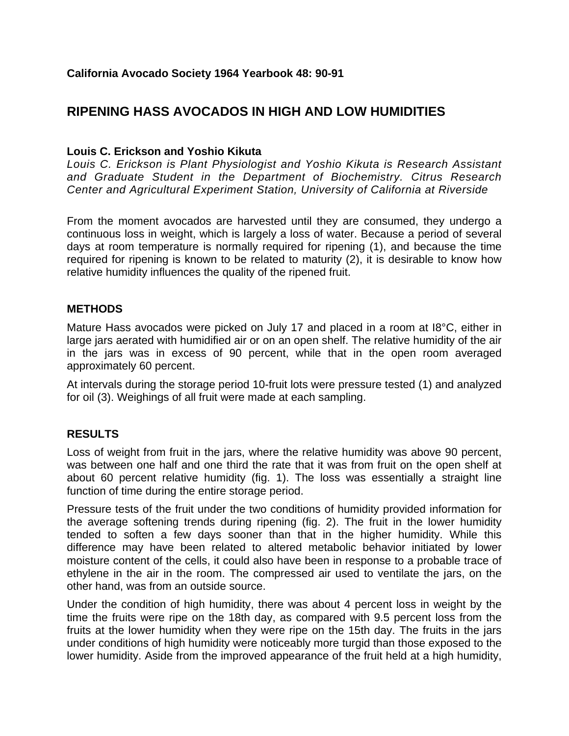**California Avocado Society 1964 Yearbook 48: 90-91**

# RIPENING HASS AVOCADOS IN HIGH AND LOW HUMIDITIES

**Louis C. Erickson and Yoshio Kikuta**

*Louis C. Erickson is Plant Physiologist and Yoshio Kikuta is Research Assistant and Graduate Student in the Department of Biochemistry. Citrus Research Center and Agricultural Experiment Station, University of California at Riverside*

From the moment avocados are harvested until they are consumed, they undergo a continuous loss in weight, which is largely a loss of water. Because a period of several days at room temperature is normally required for ripening (1), and because the time required for ripening is known to be related to maturity (2), it is desirable to know how relative humidity influences the quality of the ripened fruit.

## METHODS

Mature Hass avocados were picked on July 17 and placed in a room at I8°C, either in large jars aerated with humidified air or on an open shelf. The relative humidity of the air in the jars was in excess of 90 percent, while that in the open room averaged approximately 60 percent.

At intervals during the storage period 10-fruit lots were pressure tested (1) and analyzed for oil (3). Weighings of all fruit were made at each sampling.

## RESULTS

Loss of weight from fruit in the jars, where the relative humidity was above 90 percent, was between one half and one third the rate that it was from fruit on the open shelf at about 60 percent relative humidity (fig. 1). The loss was essentially a straight line function of time during the entire storage period.

Pressure tests of the fruit under the two conditions of humidity provided information for the average softening trends during ripening (fig. 2). The fruit in the lower humidity tended to soften a few days sooner than that in the higher humidity. While this difference may have been related to altered metabolic behavior initiated by lower moisture content of the cells, it could also have been in response to a probable trace of ethylene in the air in the room. The compressed air used to ventilate the jars, on the other hand, was from an outside source.

Under the condition of high humidity, there was about 4 percent loss in weight by the time the fruits were ripe on the 18th day, as compared with 9.5 percent loss from the fruits at the lower humidity when they were ripe on the 15th day. The fruits in the jars under conditions of high humidity were noticeably more turgid than those exposed to the lower humidity. Aside from the improved appearance of the fruit held at a high humidity,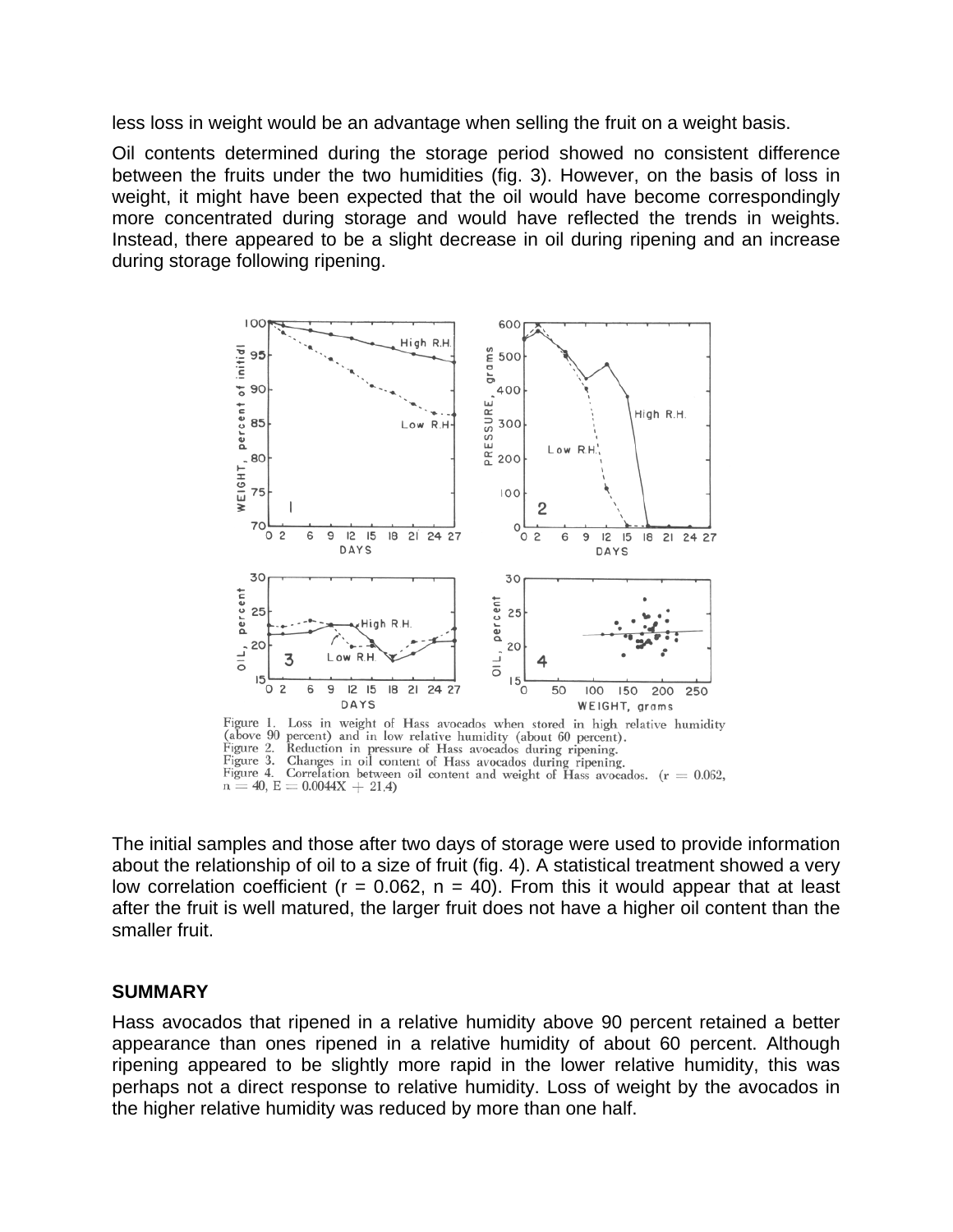less loss in weight would be an advantage when selling the fruit on a weight basis.

Oil contents determined during the storage period showed no consistent difference between the fruits under the two humidities (fig. 3). However, on the basis of loss in weight, it might have been expected that the oil would have become correspondingly more concentrated during storage and would have reflected the trends in weights. Instead, there appeared to be a slight decrease in oil during ripening and an increase during storage following ripening.

WEIGHT, percent of initial
100
95
90
85
80
75
70
High R.H.
Low R.H.
1
0 2 6 9 12 15 18 21 24 27
DAYS

PRESSURE, grams
600
500
400
300
200
100
0
High R.H.
Low R.H.
2
0 2 6 9 12 15 18 21 24 27
DAYS

OIL, percent
30
25
20
15
High R.H.
Low R.H.
3
0 2 6 9 12 15 18 21 24 27
DAYS

OIL, percent
30
25
20
15
4
0 50 100 150 200 250
WEIGHT, grams

Figure 1. Loss in weight of Hass avocados when stored in high relative humidity (above 90 percent) and in low relative humidity (about 60 percent).
Figure 2. Reduction in pressure of Hass avocados during ripening.
Figure 3. Changes in oil content of Hass avocados during ripening.
Figure 4. Correlation between oil content and weight of Hass avocados. ($r = 0.062$, $n = 40$, $E = 0.0044X + 21.4$)

The initial samples and those after two days of storage were used to provide information about the relationship of oil to a size of fruit (fig. 4). A statistical treatment showed a very low correlation coefficient ($r = 0.062$, $n = 40$). From this it would appear that at least after the fruit is well matured, the larger fruit does not have a higher oil content than the smaller fruit.

## SUMMARY

Hass avocados that ripened in a relative humidity above 90 percent retained a better appearance than ones ripened in a relative humidity of about 60 percent. Although ripening appeared to be slightly more rapid in the lower relative humidity, this was perhaps not a direct response to relative humidity. Loss of weight by the avocados in the higher relative humidity was reduced by more than one half.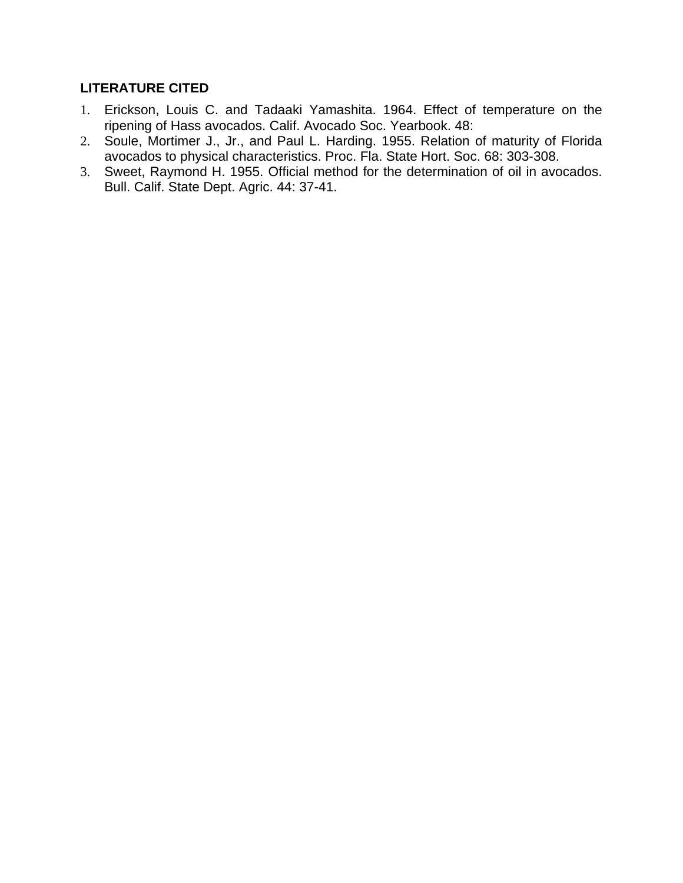## LITERATURE CITED

1. Erickson, Louis C. and Tadaaki Yamashita. 1964. Effect of temperature on the ripening of Hass avocados. Calif. Avocado Soc. Yearbook. 48:
2. Soule, Mortimer J., Jr., and Paul L. Harding. 1955. Relation of maturity of Florida avocados to physical characteristics. Proc. Fla. State Hort. Soc. 68: 303-308.
3. Sweet, Raymond H. 1955. Official method for the determination of oil in avocados. Bull. Calif. State Dept. Agric. 44: 37-41.